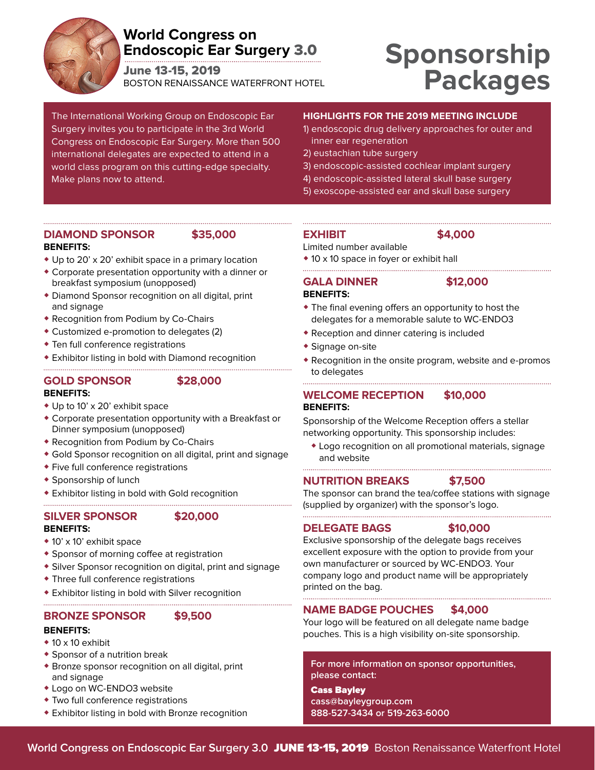# World Congress on Endoscopic Ear Surgery 3.0

**June 13-15, 2019**
BOSTON RENAISSANCE WATERFRONT HOTEL

# Sponsorship Packages

The International Working Group on Endoscopic Ear Surgery invites you to participate in the 3rd World Congress on Endoscopic Ear Surgery. More than 500 international delegates are expected to attend in a world class program on this cutting-edge specialty. Make plans now to attend.

**HIGHLIGHTS FOR THE 2019 MEETING INCLUDE**

1) endoscopic drug delivery approaches for outer and inner ear regeneration
2) eustachian tube surgery
3) endoscopic-assisted cochlear implant surgery
4) endoscopic-assisted lateral skull base surgery
5) exoscope-assisted ear and skull base surgery

## DIAMOND SPONSOR $35,000

**BENEFITS:**

- Up to 20' x 20' exhibit space in a primary location
- Corporate presentation opportunity with a dinner or breakfast symposium (unopposed)
- Diamond Sponsor recognition on all digital, print and signage
- Recognition from Podium by Co-Chairs
- Customized e-promotion to delegates (2)
- Ten full conference registrations
- Exhibitor listing in bold with Diamond recognition

## GOLD SPONSOR $28,000

**BENEFITS:**

- Up to 10' x 20' exhibit space
- Corporate presentation opportunity with a Breakfast or Dinner symposium (unopposed)
- Recognition from Podium by Co-Chairs
- Gold Sponsor recognition on all digital, print and signage
- Five full conference registrations
- Sponsorship of lunch
- Exhibitor listing in bold with Gold recognition

## SILVER SPONSOR $20,000

**BENEFITS:**

- 10' x 10' exhibit space
- Sponsor of morning coffee at registration
- Silver Sponsor recognition on digital, print and signage
- Three full conference registrations
- Exhibitor listing in bold with Silver recognition

## BRONZE SPONSOR $9,500

**BENEFITS:**

- 10 x 10 exhibit
- Sponsor of a nutrition break
- Bronze sponsor recognition on all digital, print and signage
- Logo on WC-ENDO3 website
- Two full conference registrations
- Exhibitor listing in bold with Bronze recognition

## EXHIBIT $4,000

Limited number available

- 10 x 10 space in foyer or exhibit hall

## GALA DINNER $12,000

**BENEFITS:**

- The final evening offers an opportunity to host the delegates for a memorable salute to WC-ENDO3
- Reception and dinner catering is included
- Signage on-site
- Recognition in the onsite program, website and e-promos to delegates

## WELCOME RECEPTION $10,000

**BENEFITS:**

Sponsorship of the Welcome Reception offers a stellar networking opportunity. This sponsorship includes:

- Logo recognition on all promotional materials, signage and website

## NUTRITION BREAKS $7,500

The sponsor can brand the tea/coffee stations with signage (supplied by organizer) with the sponsor's logo.

## DELEGATE BAGS $10,000

Exclusive sponsorship of the delegate bags receives excellent exposure with the option to provide from your own manufacturer or sourced by WC-ENDO3. Your company logo and product name will be appropriately printed on the bag.

## NAME BADGE POUCHES $4,000

Your logo will be featured on all delegate name badge pouches. This is a high visibility on-site sponsorship.

**For more information on sponsor opportunities, please contact:**

**Cass Bayley**
cass@bayleygroup.com
888-527-3434 or 519-263-6000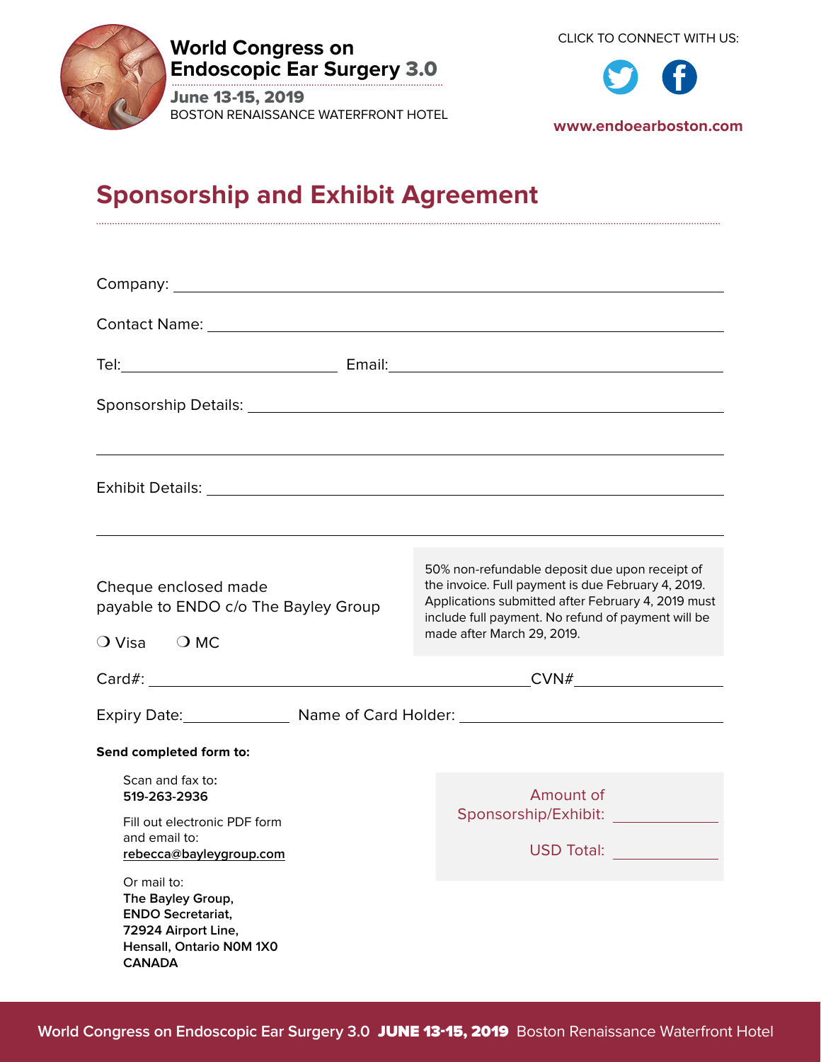**World Congress on Endoscopic Ear Surgery 3.0**

**June 13-15, 2019**

BOSTON RENAISSANCE WATERFRONT HOTEL

CLICK TO CONNECT WITH US:

**www.endoearboston.com**

# Sponsorship and Exhibit Agreement

Company: ____________________

Contact Name: ____________________

Tel: ____________________ Email: ____________________

Sponsorship Details: ____________________

____________________

Exhibit Details: ____________________

____________________

Cheque enclosed made payable to ENDO c/o The Bayley Group

❍ Visa ❍ MC

50% non-refundable deposit due upon receipt of the invoice. Full payment is due February 4, 2019. Applications submitted after February 4, 2019 must include full payment. No refund of payment will be made after March 29, 2019.

Card#: ____________________ CVN# ____________________

Expiry Date: ____________ Name of Card Holder: ____________________

**Send completed form to:**

Scan and fax to:
**519-263-2936**

Fill out electronic PDF form and email to:
**rebecca@bayleygroup.com**

Or mail to:
**The Bayley Group,**
**ENDO Secretariat,**
**72924 Airport Line,**
**Hensall, Ontario N0M 1X0**
**CANADA**

Amount of Sponsorship/Exhibit: ____________

USD Total: ____________